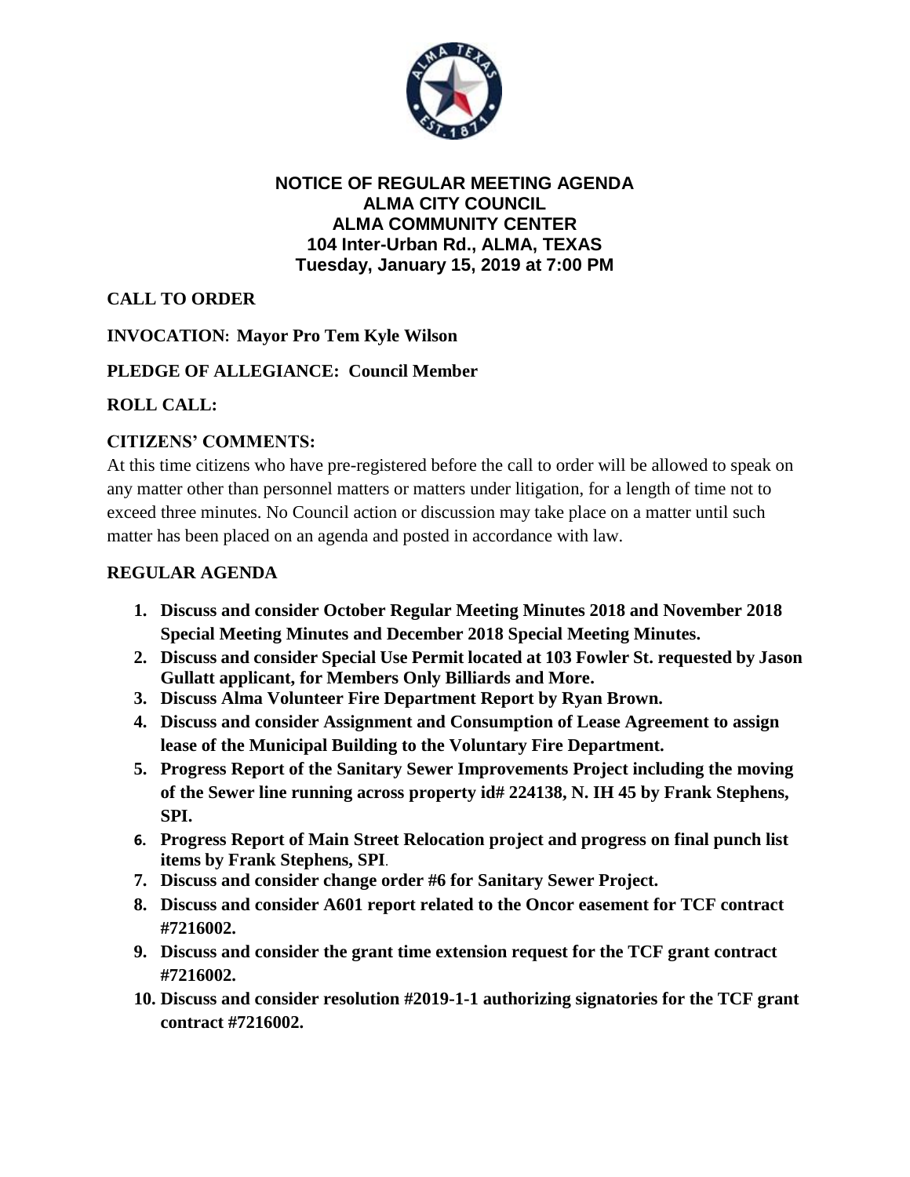**NOTICE OF REGULAR MEETING AGENDA**
**ALMA CITY COUNCIL**
**ALMA COMMUNITY CENTER**
**104 Inter-Urban Rd., ALMA, TEXAS**
**Tuesday, January 15, 2019 at 7:00 PM**

**CALL TO ORDER**

**INVOCATION: Mayor Pro Tem Kyle Wilson**

**PLEDGE OF ALLEGIANCE: Council Member**

**ROLL CALL:**

**CITIZENS' COMMENTS:**

At this time citizens who have pre-registered before the call to order will be allowed to speak on any matter other than personnel matters or matters under litigation, for a length of time not to exceed three minutes. No Council action or discussion may take place on a matter until such matter has been placed on an agenda and posted in accordance with law.

**REGULAR AGENDA**

1. **Discuss and consider October Regular Meeting Minutes 2018 and November 2018 Special Meeting Minutes and December 2018 Special Meeting Minutes.**
2. **Discuss and consider Special Use Permit located at 103 Fowler St. requested by Jason Gullatt applicant, for Members Only Billiards and More.**
3. **Discuss Alma Volunteer Fire Department Report by Ryan Brown.**
4. **Discuss and consider Assignment and Consumption of Lease Agreement to assign lease of the Municipal Building to the Voluntary Fire Department.**
5. **Progress Report of the Sanitary Sewer Improvements Project including the moving of the Sewer line running across property id# 224138, N. IH 45 by Frank Stephens, SPI.**
6. **Progress Report of Main Street Relocation project and progress on final punch list items by Frank Stephens, SPI**.
7. **Discuss and consider change order #6 for Sanitary Sewer Project.**
8. **Discuss and consider A601 report related to the Oncor easement for TCF contract #7216002.**
9. **Discuss and consider the grant time extension request for the TCF grant contract #7216002.**
10. **Discuss and consider resolution #2019-1-1 authorizing signatories for the TCF grant contract #7216002.**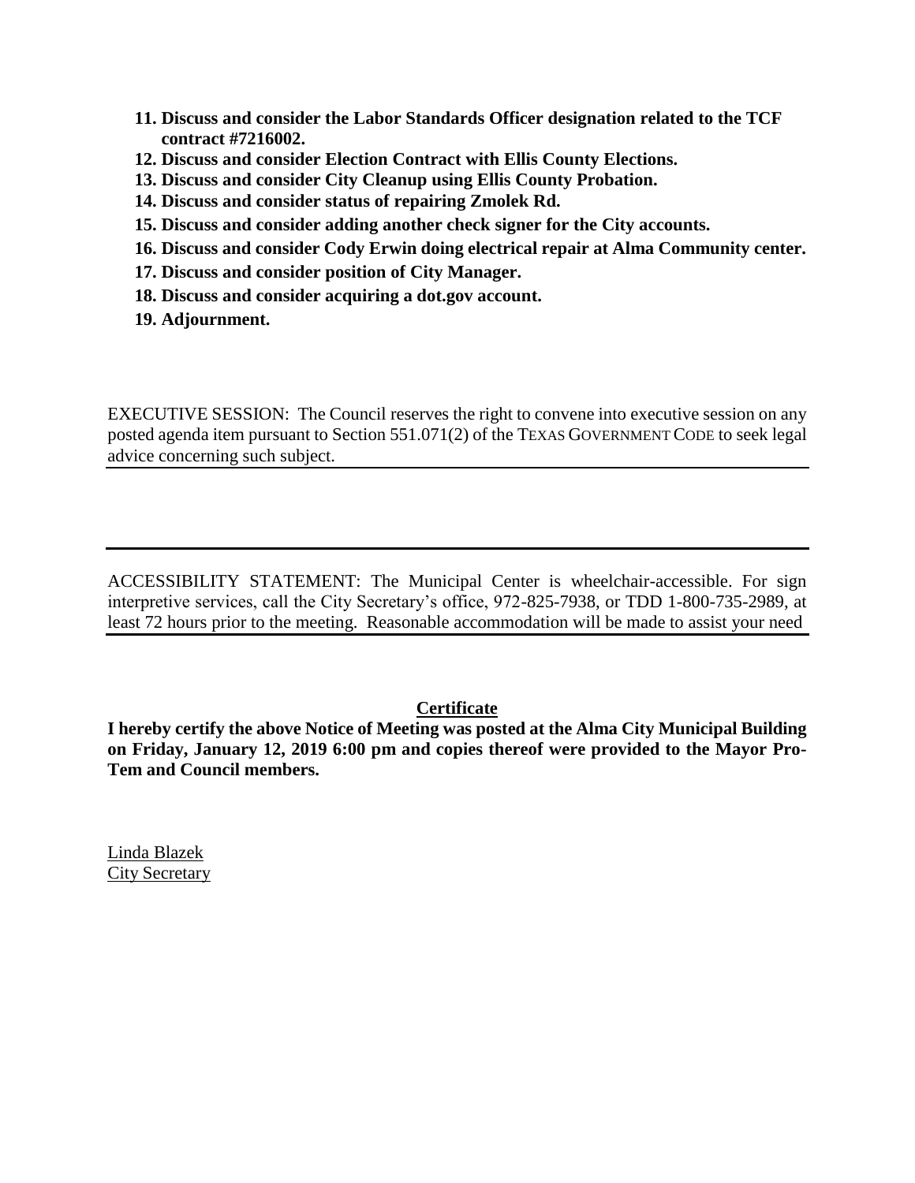11. **Discuss and consider the Labor Standards Officer designation related to the TCF contract #7216002.**
12. **Discuss and consider Election Contract with Ellis County Elections.**
13. **Discuss and consider City Cleanup using Ellis County Probation.**
14. **Discuss and consider status of repairing Zmolek Rd.**
15. **Discuss and consider adding another check signer for the City accounts.**
16. **Discuss and consider Cody Erwin doing electrical repair at Alma Community center.**
17. **Discuss and consider position of City Manager.**
18. **Discuss and consider acquiring a dot.gov account.**
19. **Adjournment.**

EXECUTIVE SESSION: The Council reserves the right to convene into executive session on any posted agenda item pursuant to Section 551.071(2) of the TEXAS GOVERNMENT CODE to seek legal advice concerning such subject.

---

ACCESSIBILITY STATEMENT: The Municipal Center is wheelchair-accessible. For sign interpretive services, call the City Secretary's office, 972-825-7938, or TDD 1-800-735-2989, at least 72 hours prior to the meeting. Reasonable accommodation will be made to assist your need

**Certificate**

**I hereby certify the above Notice of Meeting was posted at the Alma City Municipal Building on Friday, January 12, 2019 6:00 pm and copies thereof were provided to the Mayor Pro-Tem and Council members.**

Linda Blazek
City Secretary